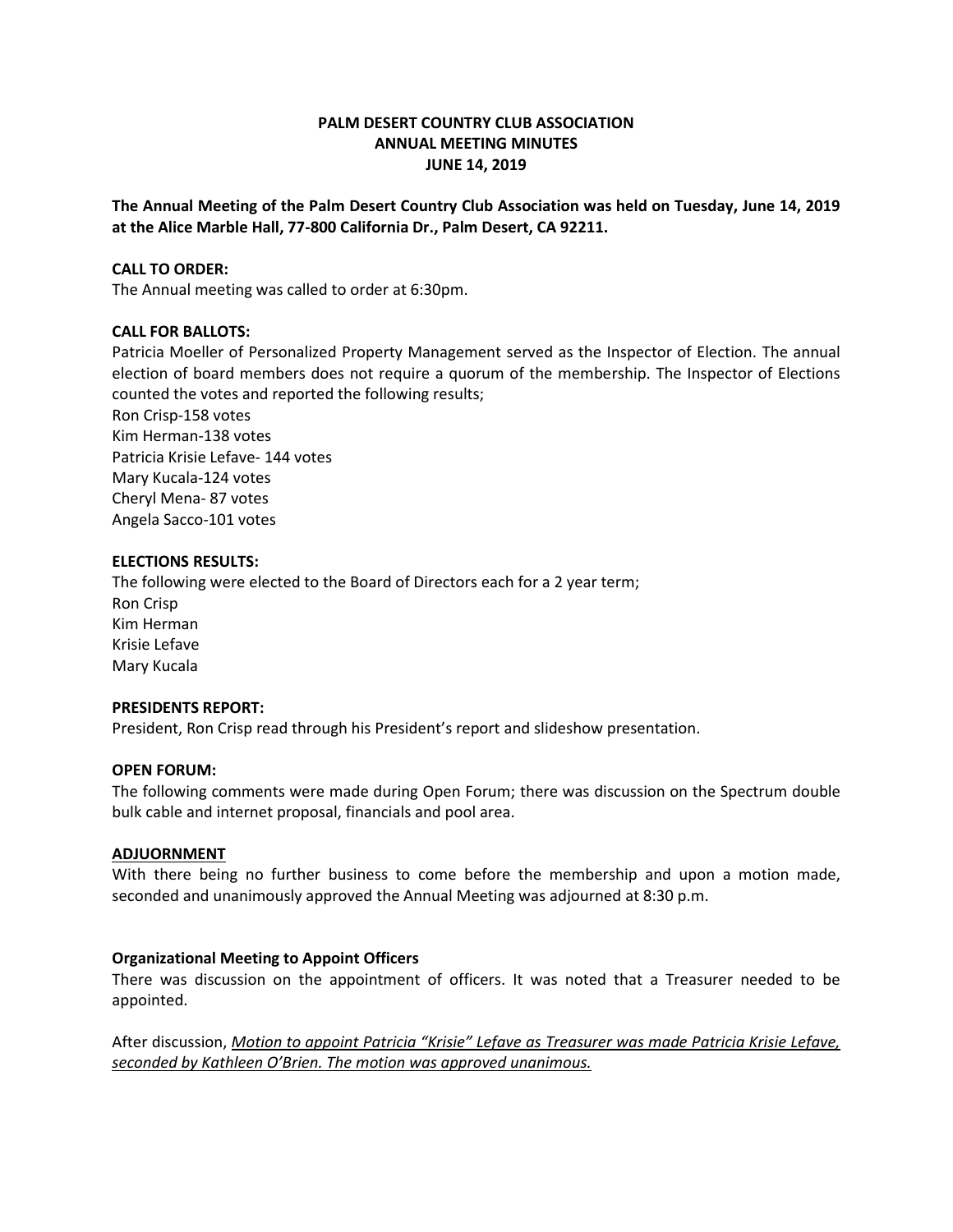**PALM DESERT COUNTRY CLUB ASSOCIATION**
**ANNUAL MEETING MINUTES**
**JUNE 14, 2019**

**The Annual Meeting of the Palm Desert Country Club Association was held on Tuesday, June 14, 2019 at the Alice Marble Hall, 77-800 California Dr., Palm Desert, CA 92211.**

**CALL TO ORDER:**
The Annual meeting was called to order at 6:30pm.

**CALL FOR BALLOTS:**
Patricia Moeller of Personalized Property Management served as the Inspector of Election. The annual election of board members does not require a quorum of the membership. The Inspector of Elections counted the votes and reported the following results;
Ron Crisp-158 votes
Kim Herman-138 votes
Patricia Krisie Lefave- 144 votes
Mary Kucala-124 votes
Cheryl Mena- 87 votes
Angela Sacco-101 votes

**ELECTIONS RESULTS:**
The following were elected to the Board of Directors each for a 2 year term;
Ron Crisp
Kim Herman
Krisie Lefave
Mary Kucala

**PRESIDENTS REPORT:**
President, Ron Crisp read through his President's report and slideshow presentation.

**OPEN FORUM:**
The following comments were made during Open Forum; there was discussion on the Spectrum double bulk cable and internet proposal, financials and pool area.

**ADJUORNMENT**
With there being no further business to come before the membership and upon a motion made, seconded and unanimously approved the Annual Meeting was adjourned at 8:30 p.m.

**Organizational Meeting to Appoint Officers**
There was discussion on the appointment of officers. It was noted that a Treasurer needed to be appointed.

After discussion, *Motion to appoint Patricia "Krisie" Lefave as Treasurer was made Patricia Krisie Lefave, seconded by Kathleen O'Brien. The motion was approved unanimous.*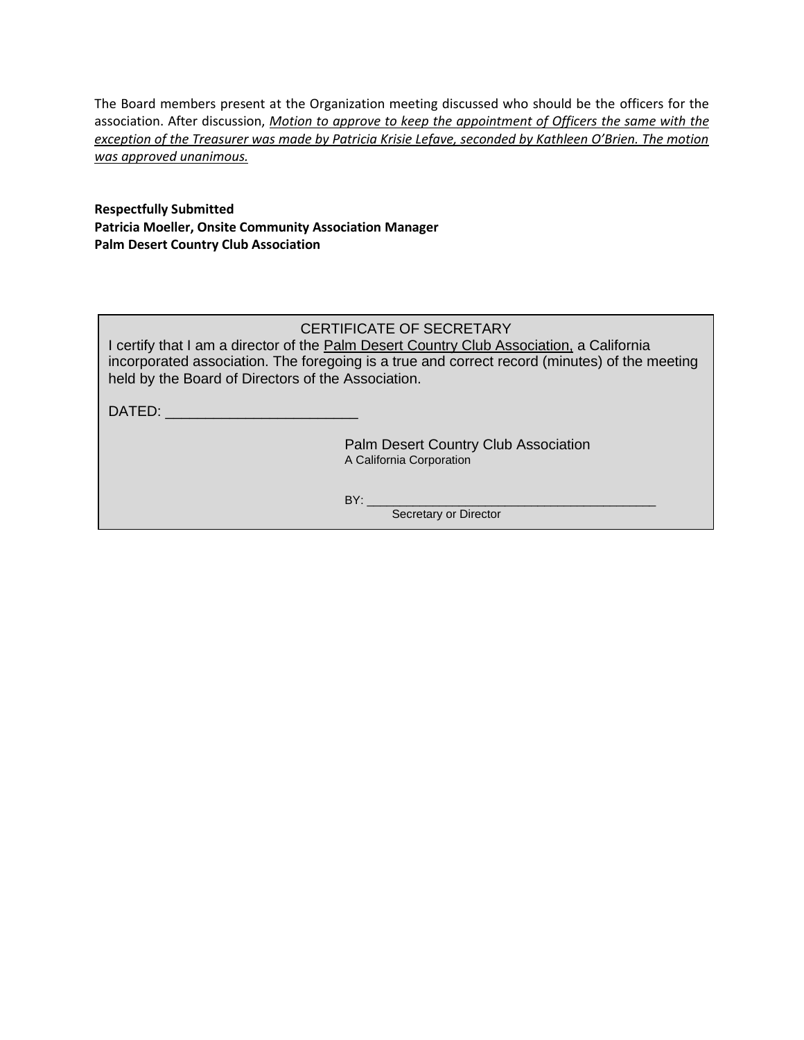The Board members present at the Organization meeting discussed who should be the officers for the association. After discussion, *Motion to approve to keep the appointment of Officers the same with the exception of the Treasurer was made by Patricia Krisie Lefave, seconded by Kathleen O'Brien. The motion was approved unanimous.*

**Respectfully Submitted**
**Patricia Moeller, Onsite Community Association Manager**
**Palm Desert Country Club Association**

CERTIFICATE OF SECRETARY

I certify that I am a director of the Palm Desert Country Club Association, a California incorporated association. The foregoing is a true and correct record (minutes) of the meeting held by the Board of Directors of the Association.

DATED: ________________________

Palm Desert Country Club Association
A California Corporation

BY: ________________________________________
Secretary or Director